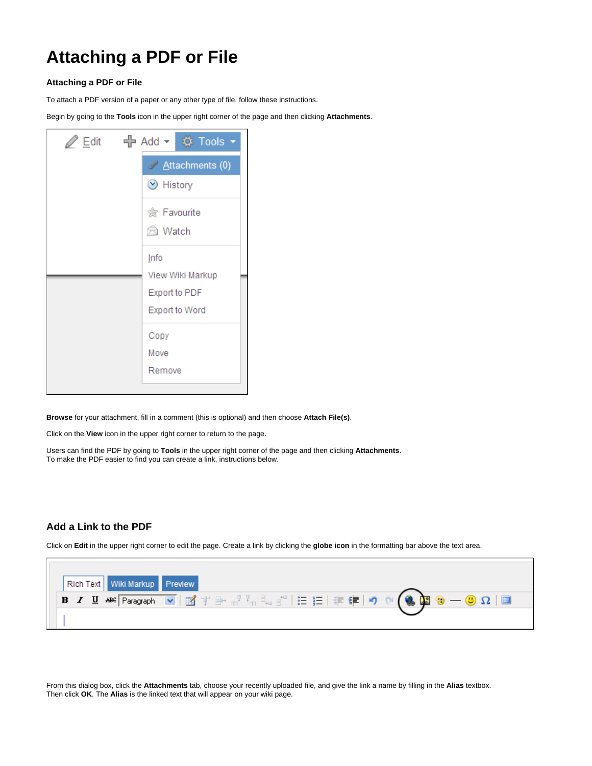# Attaching a PDF or File

### Attaching a PDF or File

To attach a PDF version of a paper or any other type of file, follow these instructions.

Begin by going to the **Tools** icon in the upper right corner of the page and then clicking **Attachments**.

**Browse** for your attachment, fill in a comment (this is optional) and then choose **Attach File(s)**.

Click on the **View** icon in the upper right corner to return to the page.

Users can find the PDF by going to **Tools** in the upper right corner of the page and then clicking **Attachments**.
To make the PDF easier to find you can create a link, instructions below.

## Add a Link to the PDF

Click on **Edit** in the upper right corner to edit the page. Create a link by clicking the **globe icon** in the formatting bar above the text area.

From this dialog box, click the **Attachments** tab, choose your recently uploaded file, and give the link a name by filling in the **Alias** textbox.
Then click **OK**. The **Alias** is the linked text that will appear on your wiki page.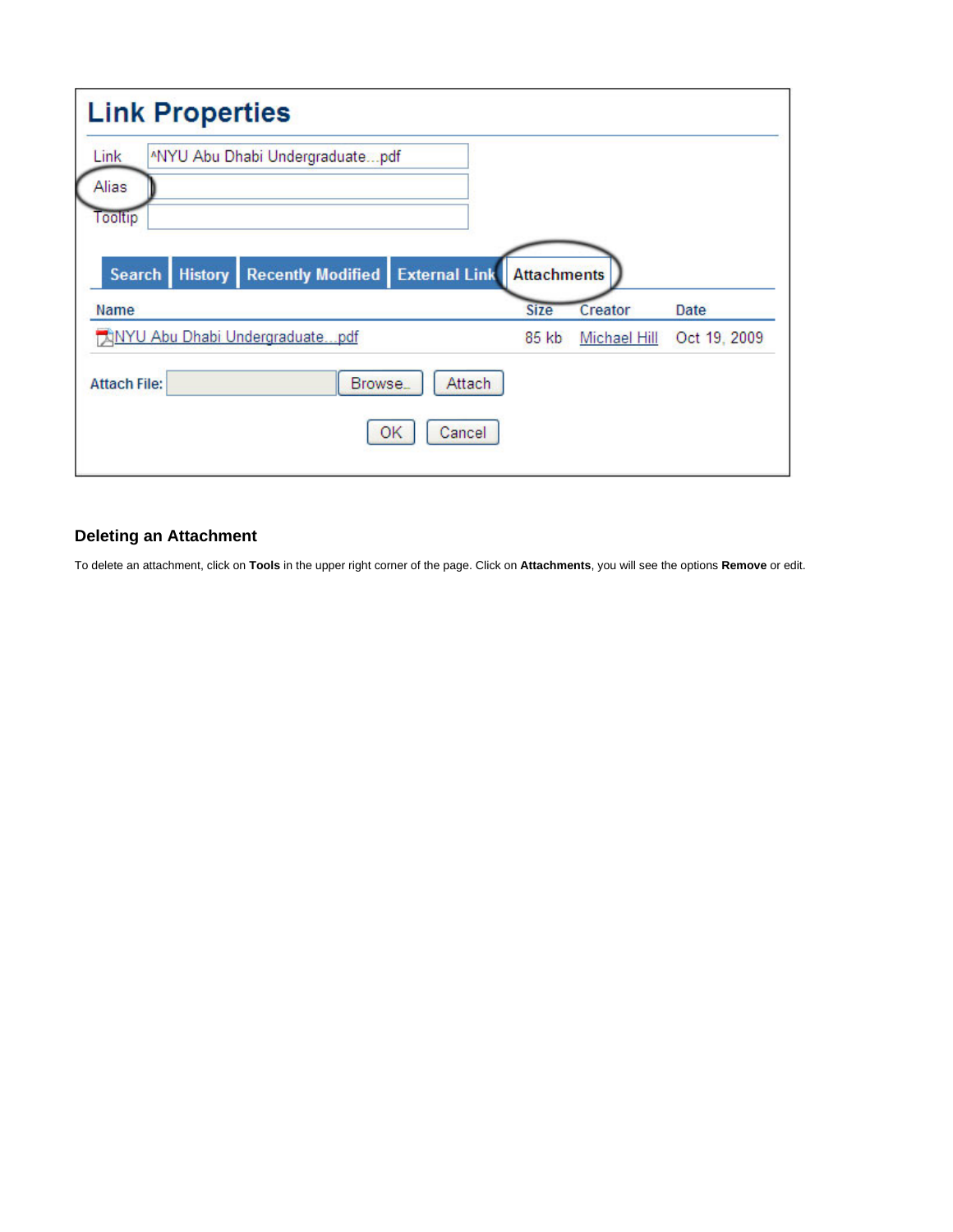## Deleting an Attachment

To delete an attachment, click on **Tools** in the upper right corner of the page. Click on **Attachments**, you will see the options **Remove** or edit.